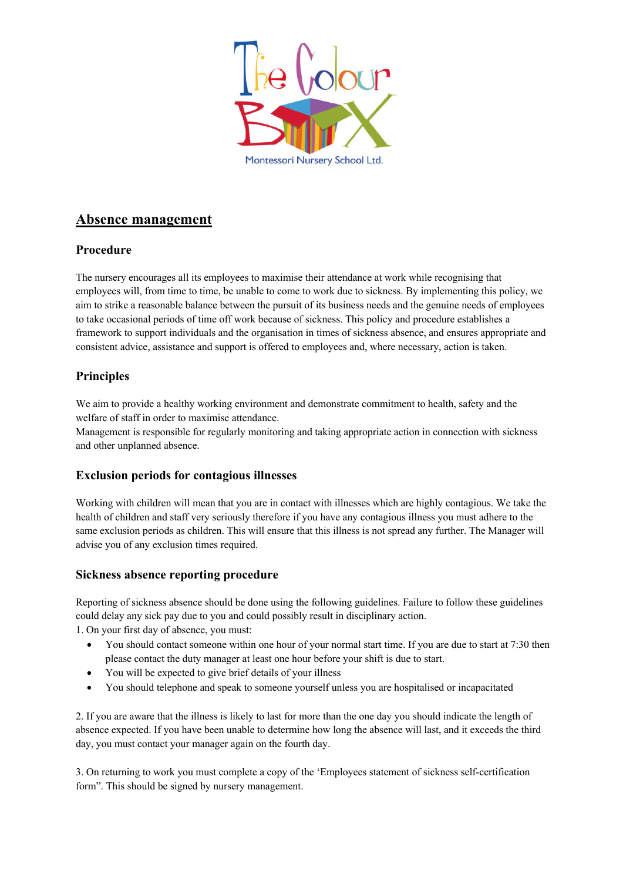# Absence management

## Procedure

The nursery encourages all its employees to maximise their attendance at work while recognising that employees will, from time to time, be unable to come to work due to sickness. By implementing this policy, we aim to strike a reasonable balance between the pursuit of its business needs and the genuine needs of employees to take occasional periods of time off work because of sickness. This policy and procedure establishes a framework to support individuals and the organisation in times of sickness absence, and ensures appropriate and consistent advice, assistance and support is offered to employees and, where necessary, action is taken.

## Principles

We aim to provide a healthy working environment and demonstrate commitment to health, safety and the welfare of staff in order to maximise attendance.
Management is responsible for regularly monitoring and taking appropriate action in connection with sickness and other unplanned absence.

## Exclusion periods for contagious illnesses

Working with children will mean that you are in contact with illnesses which are highly contagious. We take the health of children and staff very seriously therefore if you have any contagious illness you must adhere to the same exclusion periods as children. This will ensure that this illness is not spread any further. The Manager will advise you of any exclusion times required.

## Sickness absence reporting procedure

Reporting of sickness absence should be done using the following guidelines. Failure to follow these guidelines could delay any sick pay due to you and could possibly result in disciplinary action.

1. On your first day of absence, you must:
   - You should contact someone within one hour of your normal start time. If you are due to start at 7:30 then please contact the duty manager at least one hour before your shift is due to start.
   - You will be expected to give brief details of your illness
   - You should telephone and speak to someone yourself unless you are hospitalised or incapacitated

2. If you are aware that the illness is likely to last for more than the one day you should indicate the length of absence expected. If you have been unable to determine how long the absence will last, and it exceeds the third day, you must contact your manager again on the fourth day.

3. On returning to work you must complete a copy of the 'Employees statement of sickness self-certification form". This should be signed by nursery management.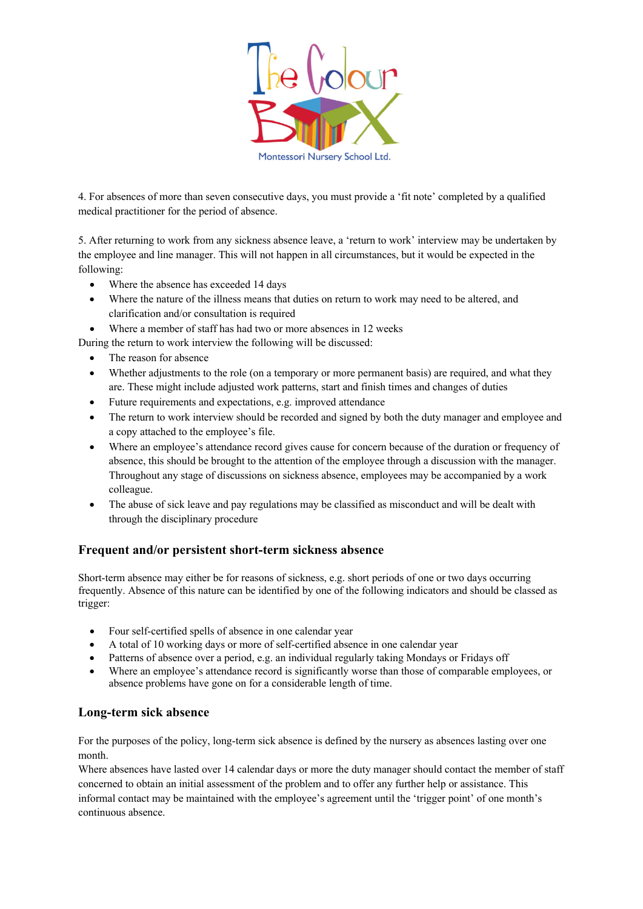4. For absences of more than seven consecutive days, you must provide a 'fit note' completed by a qualified medical practitioner for the period of absence.

5. After returning to work from any sickness absence leave, a 'return to work' interview may be undertaken by the employee and line manager. This will not happen in all circumstances, but it would be expected in the following:

- Where the absence has exceeded 14 days
- Where the nature of the illness means that duties on return to work may need to be altered, and clarification and/or consultation is required
- Where a member of staff has had two or more absences in 12 weeks

During the return to work interview the following will be discussed:

- The reason for absence
- Whether adjustments to the role (on a temporary or more permanent basis) are required, and what they are. These might include adjusted work patterns, start and finish times and changes of duties
- Future requirements and expectations, e.g. improved attendance
- The return to work interview should be recorded and signed by both the duty manager and employee and a copy attached to the employee's file.
- Where an employee's attendance record gives cause for concern because of the duration or frequency of absence, this should be brought to the attention of the employee through a discussion with the manager. Throughout any stage of discussions on sickness absence, employees may be accompanied by a work colleague.
- The abuse of sick leave and pay regulations may be classified as misconduct and will be dealt with through the disciplinary procedure

## Frequent and/or persistent short-term sickness absence

Short-term absence may either be for reasons of sickness, e.g. short periods of one or two days occurring frequently. Absence of this nature can be identified by one of the following indicators and should be classed as trigger:

- Four self-certified spells of absence in one calendar year
- A total of 10 working days or more of self-certified absence in one calendar year
- Patterns of absence over a period, e.g. an individual regularly taking Mondays or Fridays off
- Where an employee's attendance record is significantly worse than those of comparable employees, or absence problems have gone on for a considerable length of time.

## Long-term sick absence

For the purposes of the policy, long-term sick absence is defined by the nursery as absences lasting over one month.

Where absences have lasted over 14 calendar days or more the duty manager should contact the member of staff concerned to obtain an initial assessment of the problem and to offer any further help or assistance. This informal contact may be maintained with the employee's agreement until the 'trigger point' of one month's continuous absence.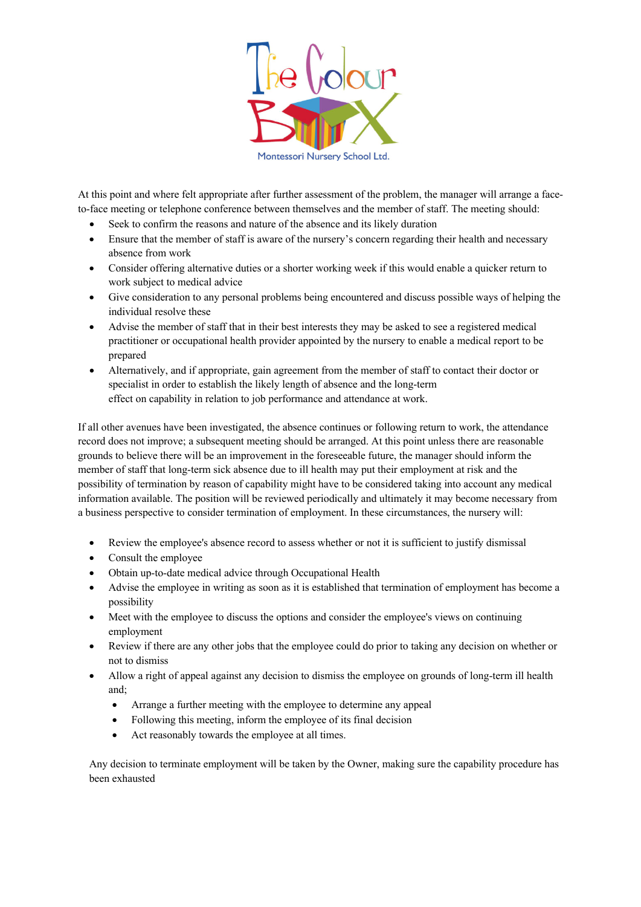At this point and where felt appropriate after further assessment of the problem, the manager will arrange a face-to-face meeting or telephone conference between themselves and the member of staff. The meeting should:

- Seek to confirm the reasons and nature of the absence and its likely duration
- Ensure that the member of staff is aware of the nursery's concern regarding their health and necessary absence from work
- Consider offering alternative duties or a shorter working week if this would enable a quicker return to work subject to medical advice
- Give consideration to any personal problems being encountered and discuss possible ways of helping the individual resolve these
- Advise the member of staff that in their best interests they may be asked to see a registered medical practitioner or occupational health provider appointed by the nursery to enable a medical report to be prepared
- Alternatively, and if appropriate, gain agreement from the member of staff to contact their doctor or specialist in order to establish the likely length of absence and the long-term effect on capability in relation to job performance and attendance at work.

If all other avenues have been investigated, the absence continues or following return to work, the attendance record does not improve; a subsequent meeting should be arranged. At this point unless there are reasonable grounds to believe there will be an improvement in the foreseeable future, the manager should inform the member of staff that long-term sick absence due to ill health may put their employment at risk and the possibility of termination by reason of capability might have to be considered taking into account any medical information available. The position will be reviewed periodically and ultimately it may become necessary from a business perspective to consider termination of employment. In these circumstances, the nursery will:

- Review the employee's absence record to assess whether or not it is sufficient to justify dismissal
- Consult the employee
- Obtain up-to-date medical advice through Occupational Health
- Advise the employee in writing as soon as it is established that termination of employment has become a possibility
- Meet with the employee to discuss the options and consider the employee's views on continuing employment
- Review if there are any other jobs that the employee could do prior to taking any decision on whether or not to dismiss
- Allow a right of appeal against any decision to dismiss the employee on grounds of long-term ill health and;
  - Arrange a further meeting with the employee to determine any appeal
  - Following this meeting, inform the employee of its final decision
  - Act reasonably towards the employee at all times.

Any decision to terminate employment will be taken by the Owner, making sure the capability procedure has been exhausted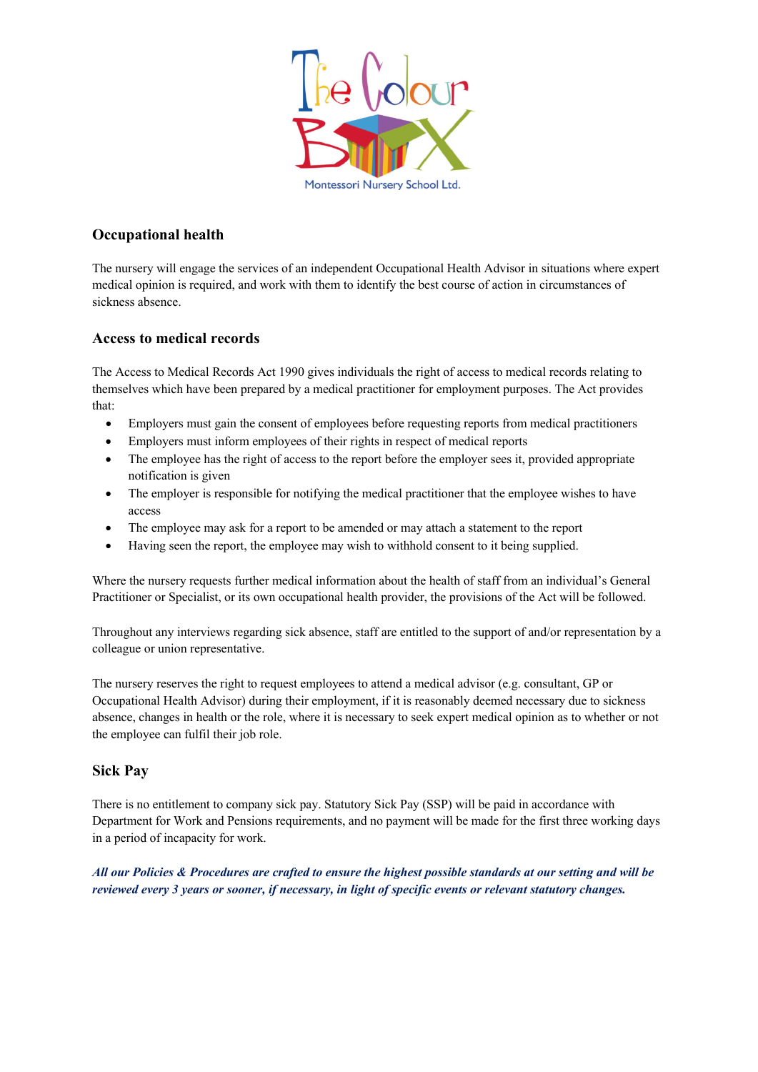## Occupational health

The nursery will engage the services of an independent Occupational Health Advisor in situations where expert medical opinion is required, and work with them to identify the best course of action in circumstances of sickness absence.

## Access to medical records

The Access to Medical Records Act 1990 gives individuals the right of access to medical records relating to themselves which have been prepared by a medical practitioner for employment purposes. The Act provides that:

- Employers must gain the consent of employees before requesting reports from medical practitioners
- Employers must inform employees of their rights in respect of medical reports
- The employee has the right of access to the report before the employer sees it, provided appropriate notification is given
- The employer is responsible for notifying the medical practitioner that the employee wishes to have access
- The employee may ask for a report to be amended or may attach a statement to the report
- Having seen the report, the employee may wish to withhold consent to it being supplied.

Where the nursery requests further medical information about the health of staff from an individual's General Practitioner or Specialist, or its own occupational health provider, the provisions of the Act will be followed.

Throughout any interviews regarding sick absence, staff are entitled to the support of and/or representation by a colleague or union representative.

The nursery reserves the right to request employees to attend a medical advisor (e.g. consultant, GP or Occupational Health Advisor) during their employment, if it is reasonably deemed necessary due to sickness absence, changes in health or the role, where it is necessary to seek expert medical opinion as to whether or not the employee can fulfil their job role.

## Sick Pay

There is no entitlement to company sick pay. Statutory Sick Pay (SSP) will be paid in accordance with Department for Work and Pensions requirements, and no payment will be made for the first three working days in a period of incapacity for work.

***All our Policies & Procedures are crafted to ensure the highest possible standards at our setting and will be reviewed every 3 years or sooner, if necessary, in light of specific events or relevant statutory changes.***